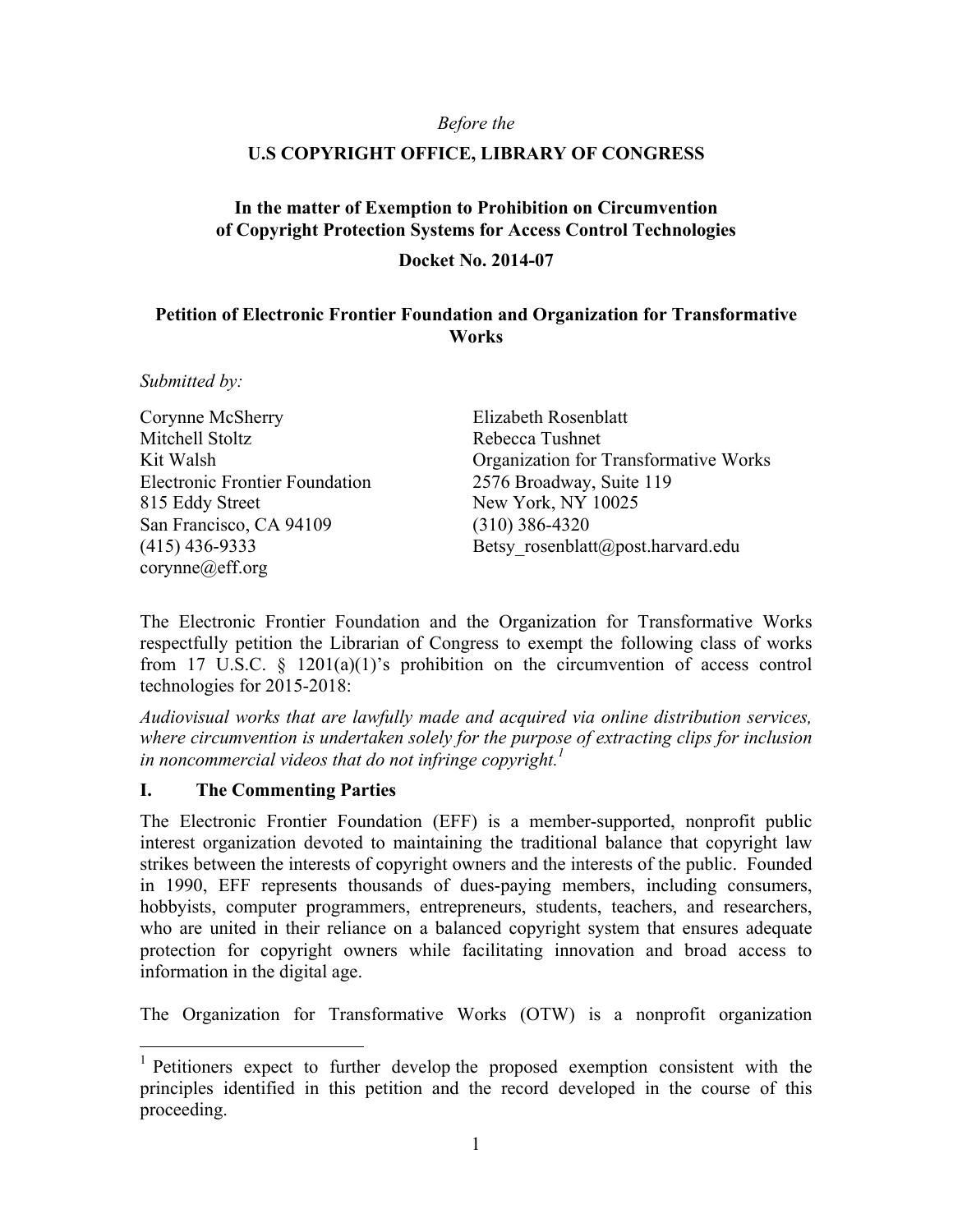*Before the*

**U.S COPYRIGHT OFFICE, LIBRARY OF CONGRESS**

**In the matter of Exemption to Prohibition on Circumvention of Copyright Protection Systems for Access Control Technologies**

**Docket No. 2014-07**

**Petition of Electronic Frontier Foundation and Organization for Transformative Works**

*Submitted by:*

Corynne McSherry
Mitchell Stoltz
Kit Walsh
Electronic Frontier Foundation
815 Eddy Street
San Francisco, CA 94109
(415) 436-9333
corynne@eff.org

Elizabeth Rosenblatt
Rebecca Tushnet
Organization for Transformative Works
2576 Broadway, Suite 119
New York, NY 10025
(310) 386-4320
Betsy_rosenblatt@post.harvard.edu

The Electronic Frontier Foundation and the Organization for Transformative Works respectfully petition the Librarian of Congress to exempt the following class of works from 17 U.S.C. § 1201(a)(1)'s prohibition on the circumvention of access control technologies for 2015-2018:

*Audiovisual works that are lawfully made and acquired via online distribution services, where circumvention is undertaken solely for the purpose of extracting clips for inclusion in noncommercial videos that do not infringe copyright.*[1]

## I. The Commenting Parties

The Electronic Frontier Foundation (EFF) is a member-supported, nonprofit public interest organization devoted to maintaining the traditional balance that copyright law strikes between the interests of copyright owners and the interests of the public. Founded in 1990, EFF represents thousands of dues-paying members, including consumers, hobbyists, computer programmers, entrepreneurs, students, teachers, and researchers, who are united in their reliance on a balanced copyright system that ensures adequate protection for copyright owners while facilitating innovation and broad access to information in the digital age.

The Organization for Transformative Works (OTW) is a nonprofit organization

[1] Petitioners expect to further develop the proposed exemption consistent with the principles identified in this petition and the record developed in the course of this proceeding.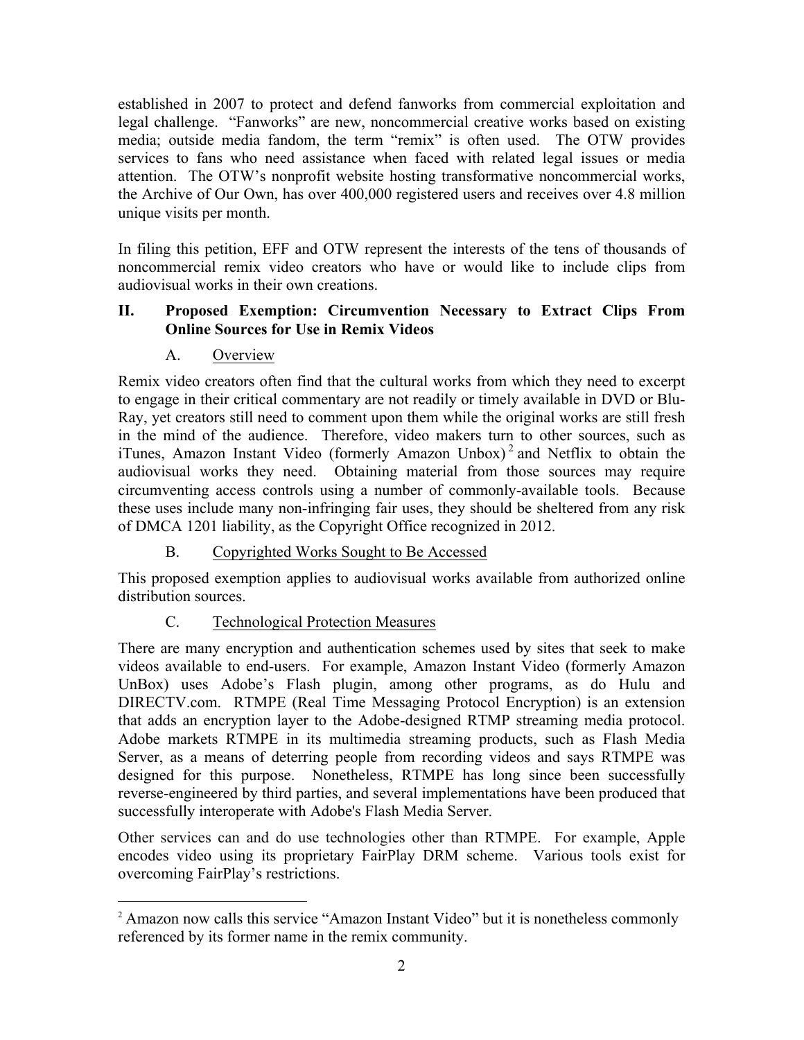established in 2007 to protect and defend fanworks from commercial exploitation and legal challenge. "Fanworks" are new, noncommercial creative works based on existing media; outside media fandom, the term "remix" is often used. The OTW provides services to fans who need assistance when faced with related legal issues or media attention. The OTW's nonprofit website hosting transformative noncommercial works, the Archive of Our Own, has over 400,000 registered users and receives over 4.8 million unique visits per month.

In filing this petition, EFF and OTW represent the interests of the tens of thousands of noncommercial remix video creators who have or would like to include clips from audiovisual works in their own creations.

## II. Proposed Exemption: Circumvention Necessary to Extract Clips From Online Sources for Use in Remix Videos

### A. Overview

Remix video creators often find that the cultural works from which they need to excerpt to engage in their critical commentary are not readily or timely available in DVD or Blu-Ray, yet creators still need to comment upon them while the original works are still fresh in the mind of the audience. Therefore, video makers turn to other sources, such as iTunes, Amazon Instant Video (formerly Amazon Unbox)[2] and Netflix to obtain the audiovisual works they need. Obtaining material from those sources may require circumventing access controls using a number of commonly-available tools. Because these uses include many non-infringing fair uses, they should be sheltered from any risk of DMCA 1201 liability, as the Copyright Office recognized in 2012.

### B. Copyrighted Works Sought to Be Accessed

This proposed exemption applies to audiovisual works available from authorized online distribution sources.

### C. Technological Protection Measures

There are many encryption and authentication schemes used by sites that seek to make videos available to end-users. For example, Amazon Instant Video (formerly Amazon UnBox) uses Adobe's Flash plugin, among other programs, as do Hulu and DIRECTV.com. RTMPE (Real Time Messaging Protocol Encryption) is an extension that adds an encryption layer to the Adobe-designed RTMP streaming media protocol. Adobe markets RTMPE in its multimedia streaming products, such as Flash Media Server, as a means of deterring people from recording videos and says RTMPE was designed for this purpose. Nonetheless, RTMPE has long since been successfully reverse-engineered by third parties, and several implementations have been produced that successfully interoperate with Adobe's Flash Media Server.

Other services can and do use technologies other than RTMPE. For example, Apple encodes video using its proprietary FairPlay DRM scheme. Various tools exist for overcoming FairPlay's restrictions.

---

[2] Amazon now calls this service "Amazon Instant Video" but it is nonetheless commonly referenced by its former name in the remix community.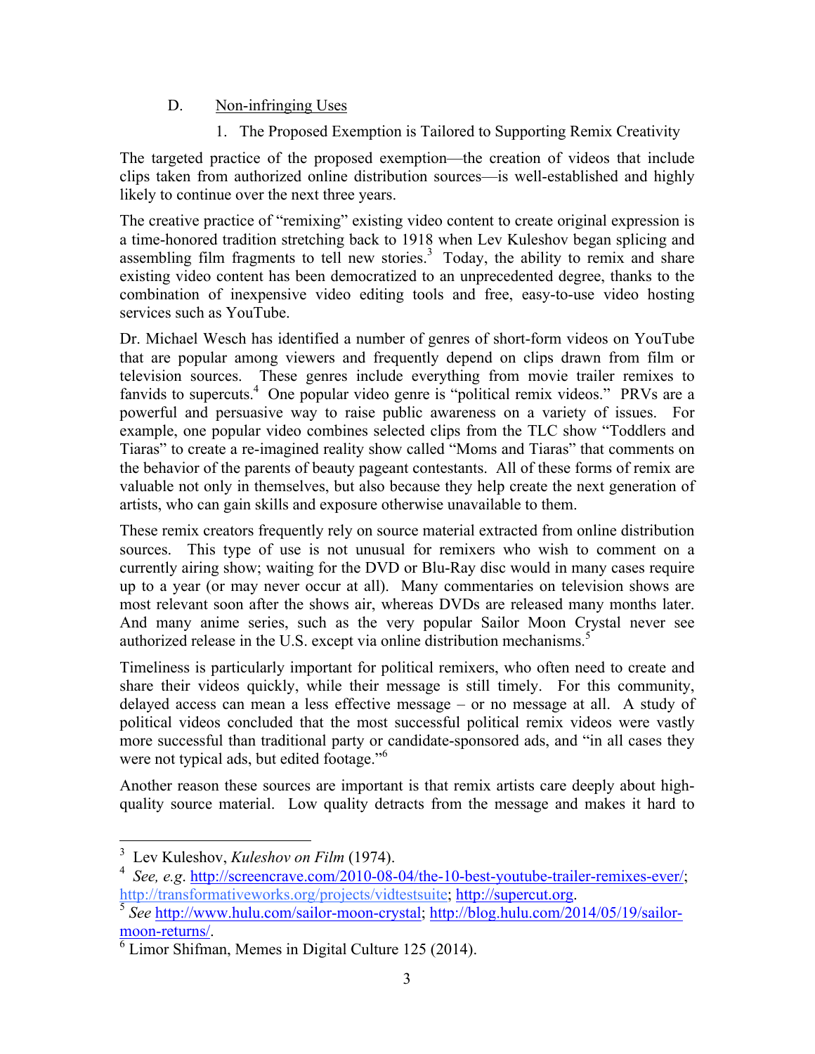D. Non-infringing Uses

1. The Proposed Exemption is Tailored to Supporting Remix Creativity

The targeted practice of the proposed exemption—the creation of videos that include clips taken from authorized online distribution sources—is well-established and highly likely to continue over the next three years.

The creative practice of "remixing" existing video content to create original expression is a time-honored tradition stretching back to 1918 when Lev Kuleshov began splicing and assembling film fragments to tell new stories.[3] Today, the ability to remix and share existing video content has been democratized to an unprecedented degree, thanks to the combination of inexpensive video editing tools and free, easy-to-use video hosting services such as YouTube.

Dr. Michael Wesch has identified a number of genres of short-form videos on YouTube that are popular among viewers and frequently depend on clips drawn from film or television sources. These genres include everything from movie trailer remixes to fanvids to supercuts.[4] One popular video genre is "political remix videos." PRVs are a powerful and persuasive way to raise public awareness on a variety of issues. For example, one popular video combines selected clips from the TLC show "Toddlers and Tiaras" to create a re-imagined reality show called "Moms and Tiaras" that comments on the behavior of the parents of beauty pageant contestants. All of these forms of remix are valuable not only in themselves, but also because they help create the next generation of artists, who can gain skills and exposure otherwise unavailable to them.

These remix creators frequently rely on source material extracted from online distribution sources. This type of use is not unusual for remixers who wish to comment on a currently airing show; waiting for the DVD or Blu-Ray disc would in many cases require up to a year (or may never occur at all). Many commentaries on television shows are most relevant soon after the shows air, whereas DVDs are released many months later. And many anime series, such as the very popular Sailor Moon Crystal never see authorized release in the U.S. except via online distribution mechanisms.[5]

Timeliness is particularly important for political remixers, who often need to create and share their videos quickly, while their message is still timely. For this community, delayed access can mean a less effective message – or no message at all. A study of political videos concluded that the most successful political remix videos were vastly more successful than traditional party or candidate-sponsored ads, and "in all cases they were not typical ads, but edited footage."[6]

Another reason these sources are important is that remix artists care deeply about high-quality source material. Low quality detracts from the message and makes it hard to

---

[3] Lev Kuleshov, *Kuleshov on Film* (1974).

[4] *See, e.g*. http://screencrave.com/2010-08-04/the-10-best-youtube-trailer-remixes-ever/; http://transformativeworks.org/projects/vidtestsuite; http://supercut.org.

[5] *See* http://www.hulu.com/sailor-moon-crystal; http://blog.hulu.com/2014/05/19/sailor-moon-returns/.

[6] Limor Shifman, Memes in Digital Culture 125 (2014).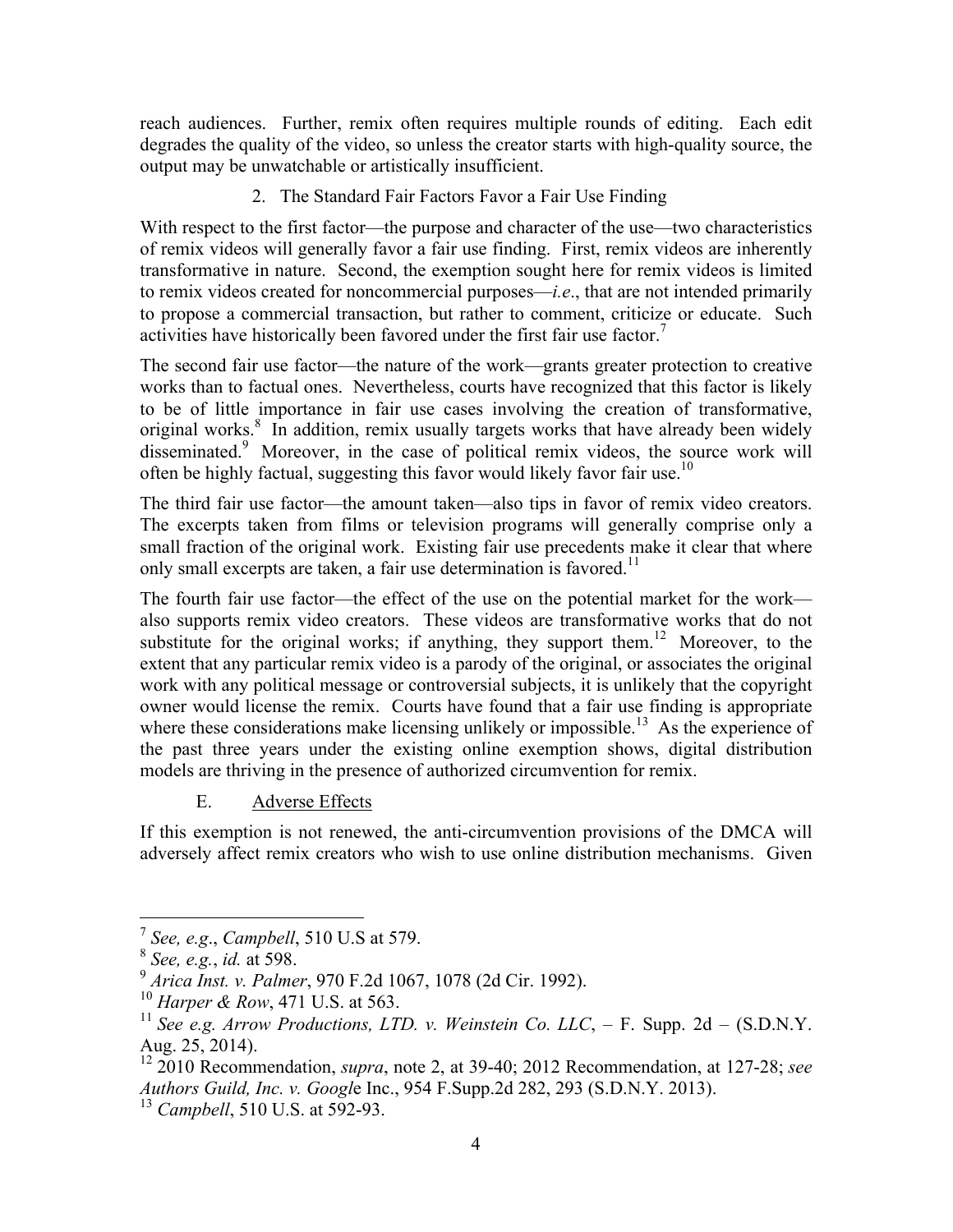reach audiences. Further, remix often requires multiple rounds of editing. Each edit degrades the quality of the video, so unless the creator starts with high-quality source, the output may be unwatchable or artistically insufficient.

2. The Standard Fair Factors Favor a Fair Use Finding

With respect to the first factor—the purpose and character of the use—two characteristics of remix videos will generally favor a fair use finding. First, remix videos are inherently transformative in nature. Second, the exemption sought here for remix videos is limited to remix videos created for noncommercial purposes—*i.e*., that are not intended primarily to propose a commercial transaction, but rather to comment, criticize or educate. Such activities have historically been favored under the first fair use factor.[7]

The second fair use factor—the nature of the work—grants greater protection to creative works than to factual ones. Nevertheless, courts have recognized that this factor is likely to be of little importance in fair use cases involving the creation of transformative, original works.[8] In addition, remix usually targets works that have already been widely disseminated.[9] Moreover, in the case of political remix videos, the source work will often be highly factual, suggesting this favor would likely favor fair use.[10]

The third fair use factor—the amount taken—also tips in favor of remix video creators. The excerpts taken from films or television programs will generally comprise only a small fraction of the original work. Existing fair use precedents make it clear that where only small excerpts are taken, a fair use determination is favored.[11]

The fourth fair use factor—the effect of the use on the potential market for the work—also supports remix video creators. These videos are transformative works that do not substitute for the original works; if anything, they support them.[12] Moreover, to the extent that any particular remix video is a parody of the original, or associates the original work with any political message or controversial subjects, it is unlikely that the copyright owner would license the remix. Courts have found that a fair use finding is appropriate where these considerations make licensing unlikely or impossible.[13] As the experience of the past three years under the existing online exemption shows, digital distribution models are thriving in the presence of authorized circumvention for remix.

E. Adverse Effects

If this exemption is not renewed, the anti-circumvention provisions of the DMCA will adversely affect remix creators who wish to use online distribution mechanisms. Given

---

[7] *See, e.g*., *Campbell*, 510 U.S at 579.

[8] *See, e.g.*, *id.* at 598.

[9] *Arica Inst. v. Palmer*, 970 F.2d 1067, 1078 (2d Cir. 1992).

[10] *Harper & Row*, 471 U.S. at 563.

[11] *See e.g. Arrow Productions, LTD. v. Weinstein Co. LLC*, – F. Supp. 2d – (S.D.N.Y. Aug. 25, 2014).

[12] 2010 Recommendation, *supra*, note 2, at 39-40; 2012 Recommendation, at 127-28; *see Authors Guild, Inc. v. Google* Inc., 954 F.Supp.2d 282, 293 (S.D.N.Y. 2013).

[13] *Campbell*, 510 U.S. at 592-93.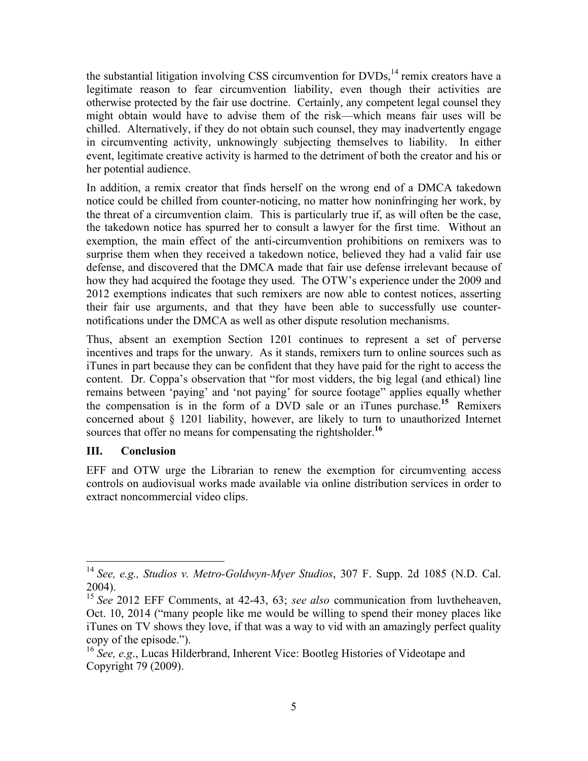the substantial litigation involving CSS circumvention for DVDs,[14] remix creators have a legitimate reason to fear circumvention liability, even though their activities are otherwise protected by the fair use doctrine. Certainly, any competent legal counsel they might obtain would have to advise them of the risk—which means fair uses will be chilled. Alternatively, if they do not obtain such counsel, they may inadvertently engage in circumventing activity, unknowingly subjecting themselves to liability. In either event, legitimate creative activity is harmed to the detriment of both the creator and his or her potential audience.

In addition, a remix creator that finds herself on the wrong end of a DMCA takedown notice could be chilled from counter-noticing, no matter how noninfringing her work, by the threat of a circumvention claim. This is particularly true if, as will often be the case, the takedown notice has spurred her to consult a lawyer for the first time. Without an exemption, the main effect of the anti-circumvention prohibitions on remixers was to surprise them when they received a takedown notice, believed they had a valid fair use defense, and discovered that the DMCA made that fair use defense irrelevant because of how they had acquired the footage they used. The OTW's experience under the 2009 and 2012 exemptions indicates that such remixers are now able to contest notices, asserting their fair use arguments, and that they have been able to successfully use counter-notifications under the DMCA as well as other dispute resolution mechanisms.

Thus, absent an exemption Section 1201 continues to represent a set of perverse incentives and traps for the unwary. As it stands, remixers turn to online sources such as iTunes in part because they can be confident that they have paid for the right to access the content. Dr. Coppa's observation that "for most vidders, the big legal (and ethical) line remains between 'paying' and 'not paying' for source footage" applies equally whether the compensation is in the form of a DVD sale or an iTunes purchase.[15] Remixers concerned about § 1201 liability, however, are likely to turn to unauthorized Internet sources that offer no means for compensating the rightsholder.[16]

## III. Conclusion

EFF and OTW urge the Librarian to renew the exemption for circumventing access controls on audiovisual works made available via online distribution services in order to extract noncommercial video clips.

---

[14] *See, e.g., Studios v. Metro-Goldwyn-Myer Studios*, 307 F. Supp. 2d 1085 (N.D. Cal. 2004).

[15] *See* 2012 EFF Comments, at 42-43, 63; *see also* communication from luvtheheaven, Oct. 10, 2014 ("many people like me would be willing to spend their money places like iTunes on TV shows they love, if that was a way to vid with an amazingly perfect quality copy of the episode.").

[16] *See, e.g*., Lucas Hilderbrand, Inherent Vice: Bootleg Histories of Videotape and Copyright 79 (2009).